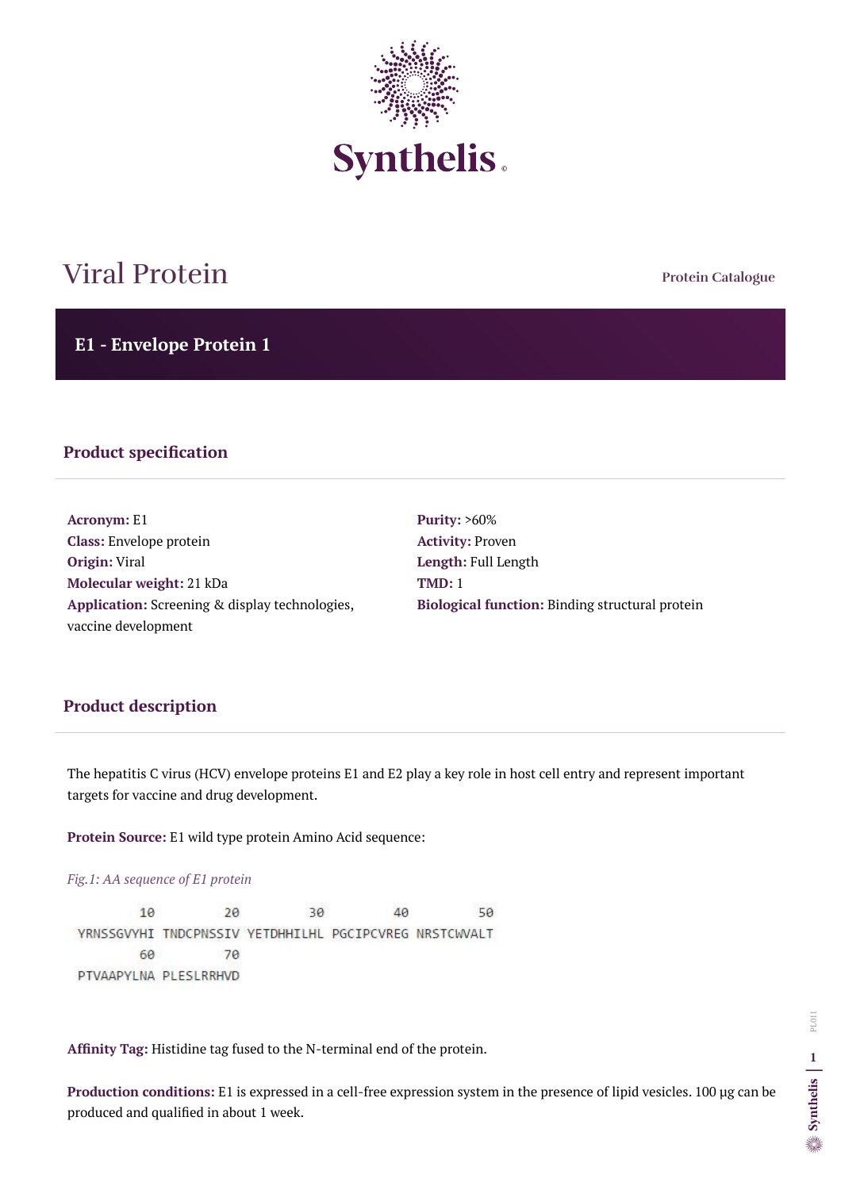# Viral Protein

Protein Catalogue

## E1 - Envelope Protein 1

### Product specification

**Acronym:** E1
**Class:** Envelope protein
**Origin:** Viral
**Molecular weight:** 21 kDa
**Application:** Screening & display technologies, vaccine development

**Purity:** >60%
**Activity:** Proven
**Length:** Full Length
**TMD:** 1
**Biological function:** Binding structural protein

### Product description

The hepatitis C virus (HCV) envelope proteins E1 and E2 play a key role in host cell entry and represent important targets for vaccine and drug development.

**Protein Source:** E1 wild type protein Amino Acid sequence:

*Fig.1: AA sequence of E1 protein*

```
        10         20         30         40         50
YRNSSGVYHI TNDCPNSSIV YETDHHILHL PGCIPCVREG NRSTCWVALT
        60         70
PTVAAPYLNA PLESLRRHVD
```

**Affinity Tag:** Histidine tag fused to the N-terminal end of the protein.

**Production conditions:** E1 is expressed in a cell-free expression system in the presence of lipid vesicles. 100 µg can be produced and qualified in about 1 week.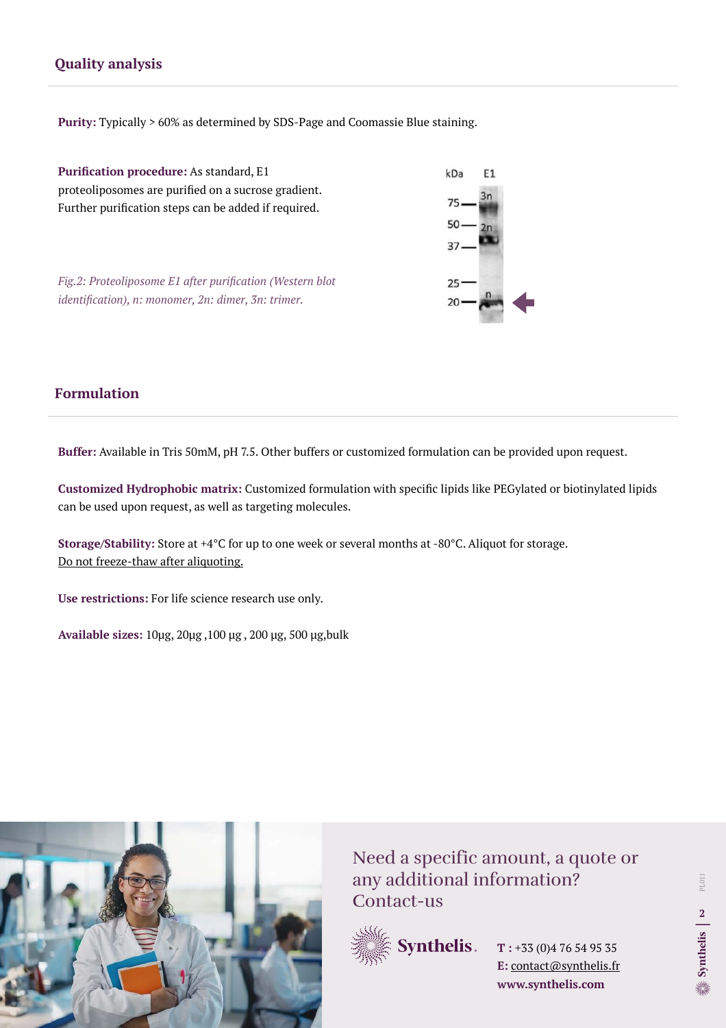## Quality analysis

**Purity:** Typically > 60% as determined by SDS-Page and Coomassie Blue staining.

**Purification procedure:** As standard, E1 proteoliposomes are purified on a sucrose gradient. Further purification steps can be added if required.

kDa E1
75
50
37
25
20
3n
2n
n

*Fig.2: Proteoliposome E1 after purification (Western blot identification), n: monomer, 2n: dimer, 3n: trimer.*

## Formulation

**Buffer:** Available in Tris 50mM, pH 7.5. Other buffers or customized formulation can be provided upon request.

**Customized Hydrophobic matrix:** Customized formulation with specific lipids like PEGylated or biotinylated lipids can be used upon request, as well as targeting molecules.

**Storage/Stability:** Store at +4°C for up to one week or several months at -80°C. Aliquot for storage.
Do not freeze-thaw after aliquoting.

**Use restrictions:** For life science research use only.

**Available sizes:** 10µg, 20µg ,100 µg , 200 µg, 500 µg,bulk

Need a specific amount, a quote or any additional information? Contact-us

Synthelis

**T :** +33 (0)4 76 54 95 35
**E:** contact@synthelis.fr
**www.synthelis.com**